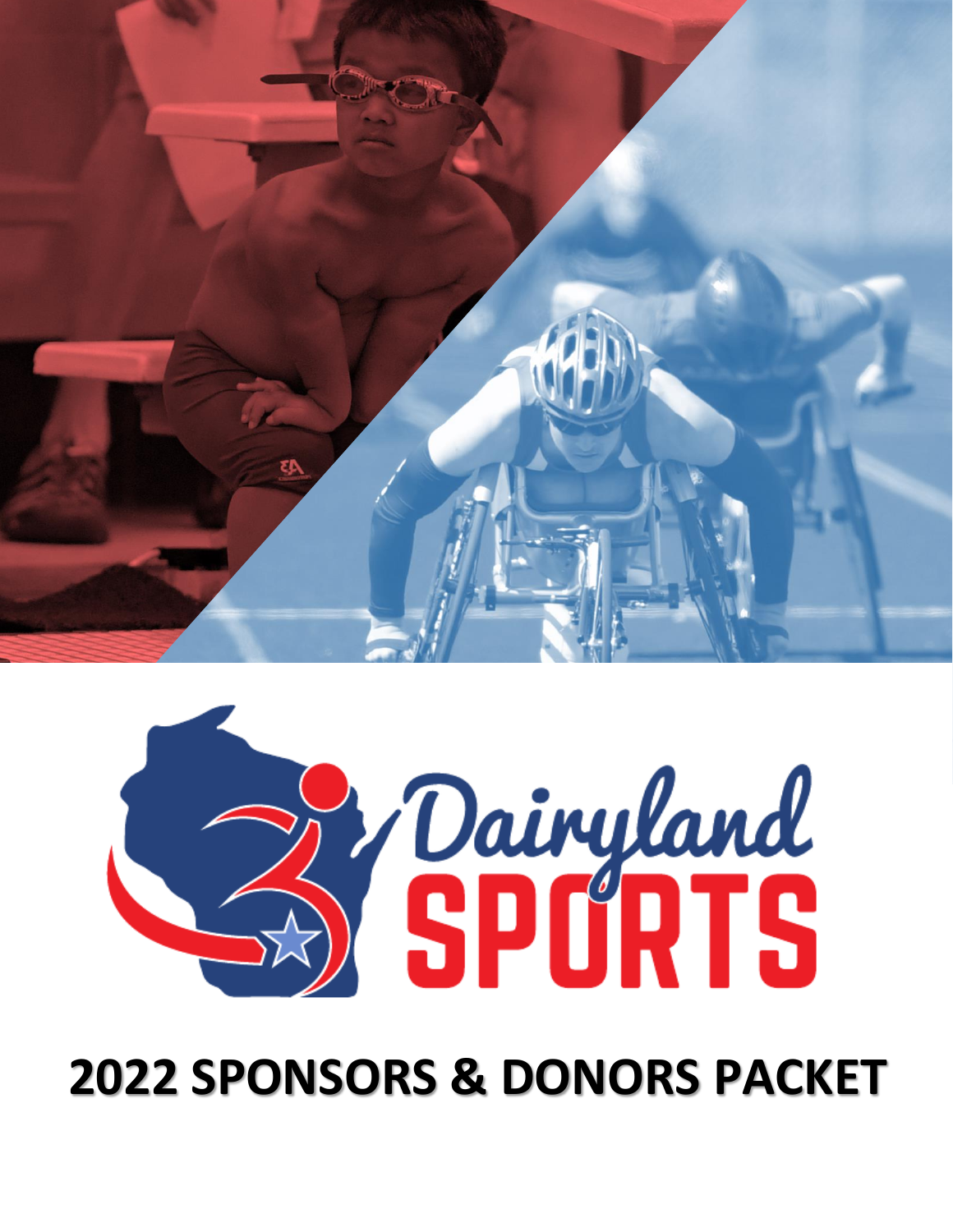Dairyland SPORTS

# 2022 SPONSORS & DONORS PACKET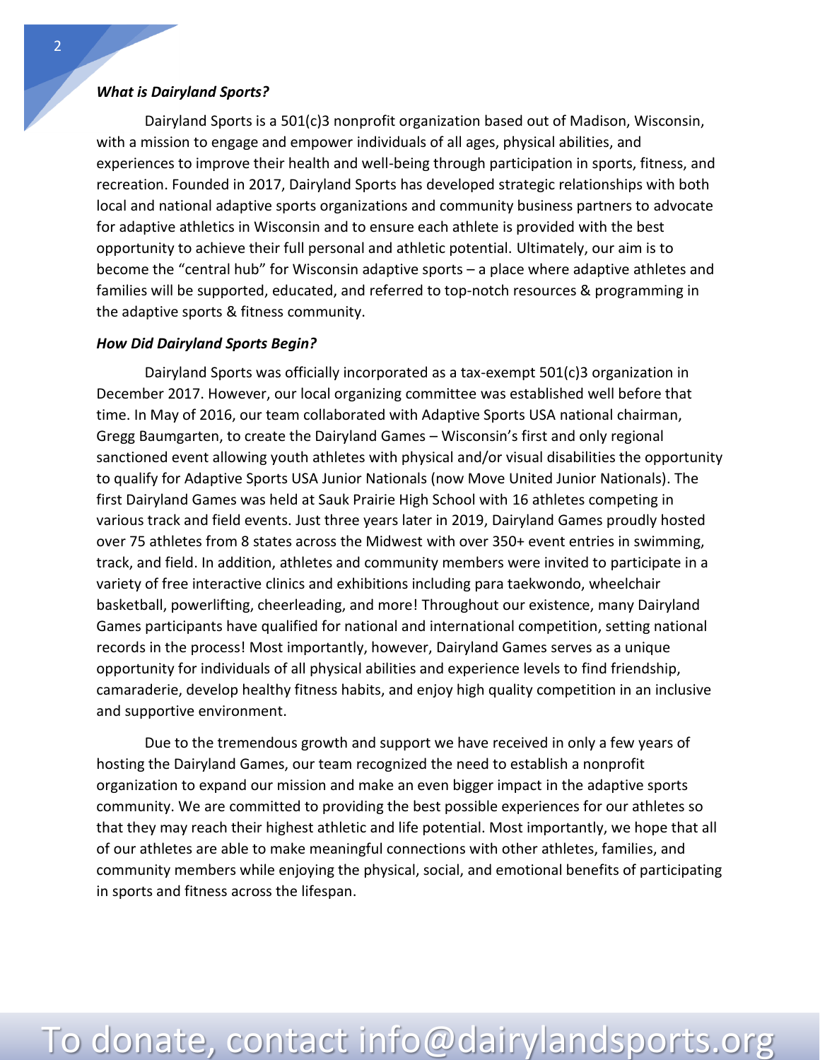***What is Dairyland Sports?***

Dairyland Sports is a 501(c)3 nonprofit organization based out of Madison, Wisconsin, with a mission to engage and empower individuals of all ages, physical abilities, and experiences to improve their health and well-being through participation in sports, fitness, and recreation. Founded in 2017, Dairyland Sports has developed strategic relationships with both local and national adaptive sports organizations and community business partners to advocate for adaptive athletics in Wisconsin and to ensure each athlete is provided with the best opportunity to achieve their full personal and athletic potential. Ultimately, our aim is to become the "central hub" for Wisconsin adaptive sports – a place where adaptive athletes and families will be supported, educated, and referred to top-notch resources & programming in the adaptive sports & fitness community.

***How Did Dairyland Sports Begin?***

Dairyland Sports was officially incorporated as a tax-exempt 501(c)3 organization in December 2017. However, our local organizing committee was established well before that time. In May of 2016, our team collaborated with Adaptive Sports USA national chairman, Gregg Baumgarten, to create the Dairyland Games – Wisconsin's first and only regional sanctioned event allowing youth athletes with physical and/or visual disabilities the opportunity to qualify for Adaptive Sports USA Junior Nationals (now Move United Junior Nationals). The first Dairyland Games was held at Sauk Prairie High School with 16 athletes competing in various track and field events. Just three years later in 2019, Dairyland Games proudly hosted over 75 athletes from 8 states across the Midwest with over 350+ event entries in swimming, track, and field. In addition, athletes and community members were invited to participate in a variety of free interactive clinics and exhibitions including para taekwondo, wheelchair basketball, powerlifting, cheerleading, and more! Throughout our existence, many Dairyland Games participants have qualified for national and international competition, setting national records in the process! Most importantly, however, Dairyland Games serves as a unique opportunity for individuals of all physical abilities and experience levels to find friendship, camaraderie, develop healthy fitness habits, and enjoy high quality competition in an inclusive and supportive environment.

Due to the tremendous growth and support we have received in only a few years of hosting the Dairyland Games, our team recognized the need to establish a nonprofit organization to expand our mission and make an even bigger impact in the adaptive sports community. We are committed to providing the best possible experiences for our athletes so that they may reach their highest athletic and life potential. Most importantly, we hope that all of our athletes are able to make meaningful connections with other athletes, families, and community members while enjoying the physical, social, and emotional benefits of participating in sports and fitness across the lifespan.

To donate, contact info@dairylandsports.org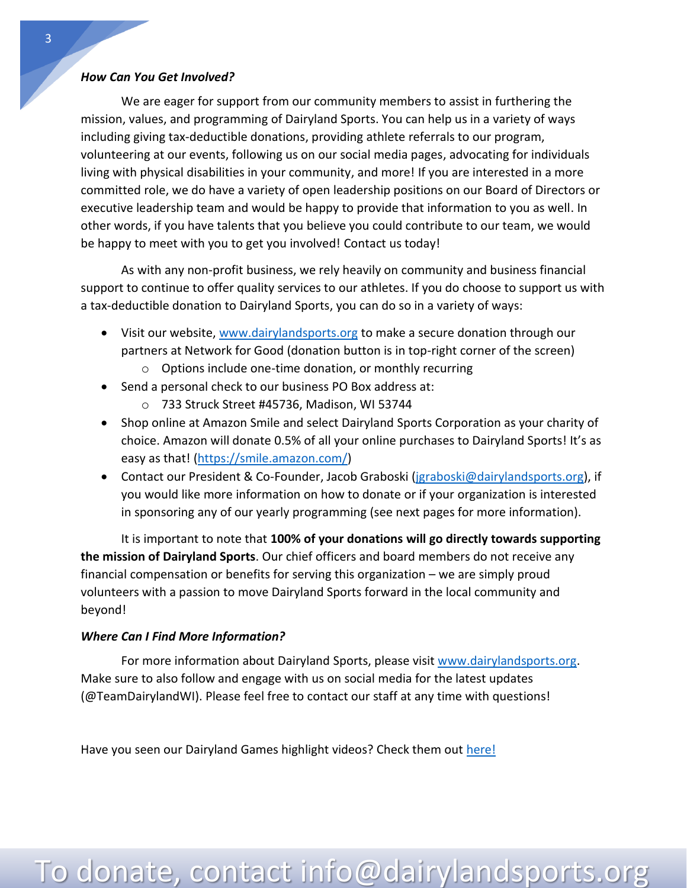### *How Can You Get Involved?*

We are eager for support from our community members to assist in furthering the mission, values, and programming of Dairyland Sports. You can help us in a variety of ways including giving tax-deductible donations, providing athlete referrals to our program, volunteering at our events, following us on our social media pages, advocating for individuals living with physical disabilities in your community, and more! If you are interested in a more committed role, we do have a variety of open leadership positions on our Board of Directors or executive leadership team and would be happy to provide that information to you as well. In other words, if you have talents that you believe you could contribute to our team, we would be happy to meet with you to get you involved! Contact us today!

As with any non-profit business, we rely heavily on community and business financial support to continue to offer quality services to our athletes. If you do choose to support us with a tax-deductible donation to Dairyland Sports, you can do so in a variety of ways:

- Visit our website, www.dairylandsports.org to make a secure donation through our partners at Network for Good (donation button is in top-right corner of the screen)
  - Options include one-time donation, or monthly recurring
- Send a personal check to our business PO Box address at:
  - 733 Struck Street #45736, Madison, WI 53744
- Shop online at Amazon Smile and select Dairyland Sports Corporation as your charity of choice. Amazon will donate 0.5% of all your online purchases to Dairyland Sports! It's as easy as that! (https://smile.amazon.com/)
- Contact our President & Co-Founder, Jacob Graboski (jgraboski@dairylandsports.org), if you would like more information on how to donate or if your organization is interested in sponsoring any of our yearly programming (see next pages for more information).

It is important to note that **100% of your donations will go directly towards supporting the mission of Dairyland Sports**. Our chief officers and board members do not receive any financial compensation or benefits for serving this organization – we are simply proud volunteers with a passion to move Dairyland Sports forward in the local community and beyond!

### *Where Can I Find More Information?*

For more information about Dairyland Sports, please visit www.dairylandsports.org. Make sure to also follow and engage with us on social media for the latest updates (@TeamDairylandWI). Please feel free to contact our staff at any time with questions!

Have you seen our Dairyland Games highlight videos? Check them out here!

To donate, contact info@dairylandsports.org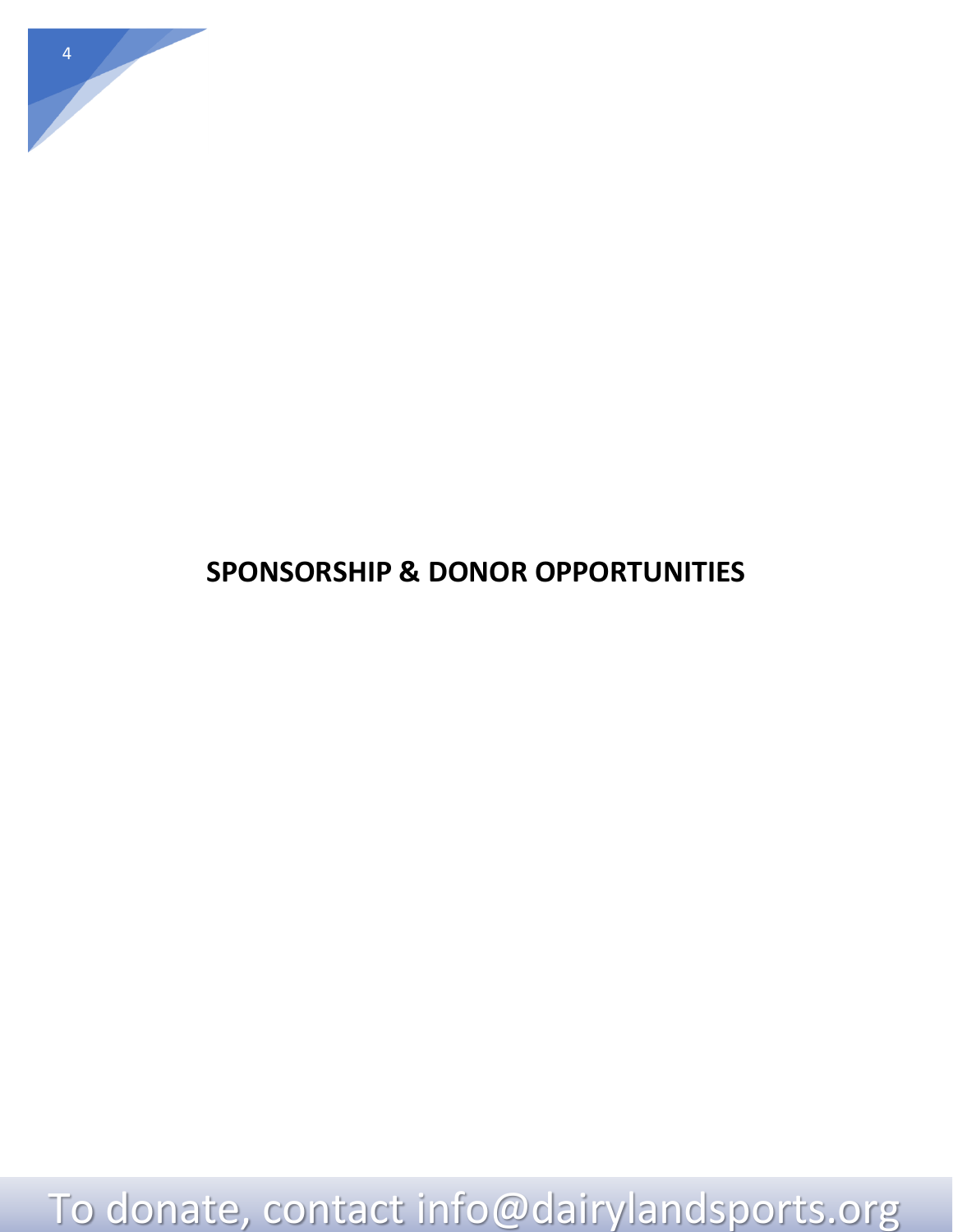## SPONSORSHIP & DONOR OPPORTUNITIES

To donate, contact info@dairylandsports.org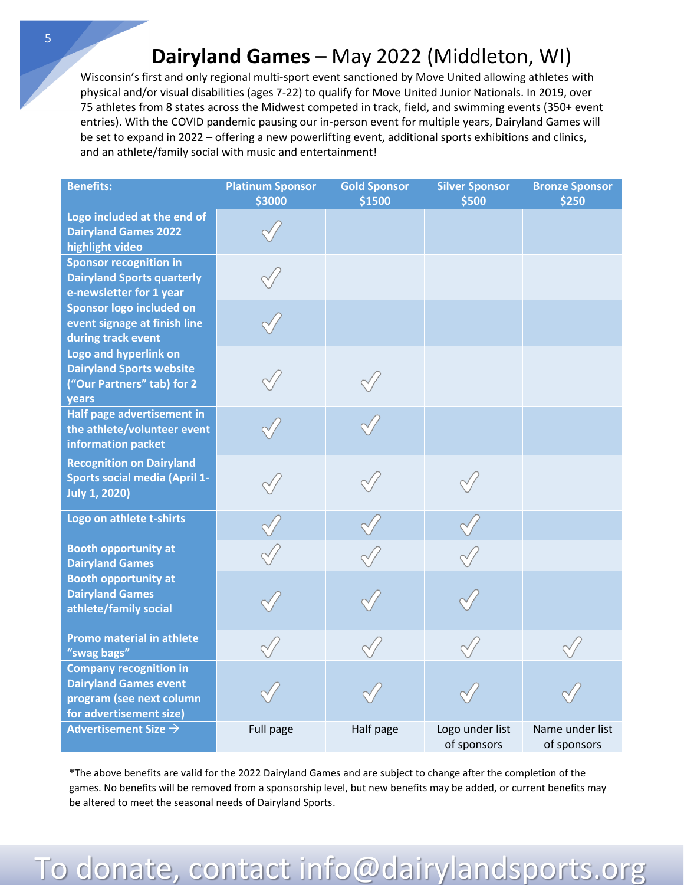# **Dairyland Games** – May 2022 (Middleton, WI)

Wisconsin's first and only regional multi-sport event sanctioned by Move United allowing athletes with physical and/or visual disabilities (ages 7-22) to qualify for Move United Junior Nationals. In 2019, over 75 athletes from 8 states across the Midwest competed in track, field, and swimming events (350+ event entries). With the COVID pandemic pausing our in-person event for multiple years, Dairyland Games will be set to expand in 2022 – offering a new powerlifting event, additional sports exhibitions and clinics, and an athlete/family social with music and entertainment!

| Benefits: | Platinum Sponsor $3000 | Gold Sponsor $1500 | Silver Sponsor $500 | Bronze Sponsor $250 |
|---|---|---|---|---|
| Logo included at the end of Dairyland Games 2022 highlight video | ✓ | | | |
| Sponsor recognition in Dairyland Sports quarterly e-newsletter for 1 year | ✓ | | | |
| Sponsor logo included on event signage at finish line during track event | ✓ | | | |
| Logo and hyperlink on Dairyland Sports website ("Our Partners" tab) for 2 years | ✓ | ✓ | | |
| Half page advertisement in the athlete/volunteer event information packet | ✓ | ✓ | | |
| Recognition on Dairyland Sports social media (April 1-July 1, 2020) | ✓ | ✓ | ✓ | |
| Logo on athlete t-shirts | ✓ | ✓ | ✓ | |
| Booth opportunity at Dairyland Games | ✓ | ✓ | ✓ | |
| Booth opportunity at Dairyland Games athlete/family social | ✓ | ✓ | ✓ | |
| Promo material in athlete "swag bags" | ✓ | ✓ | ✓ | ✓ |
| Company recognition in Dairyland Games event program (see next column for advertisement size) | ✓ | ✓ | ✓ | ✓ |
| Advertisement Size → | Full page | Half page | Logo under list of sponsors | Name under list of sponsors |

*The above benefits are valid for the 2022 Dairyland Games and are subject to change after the completion of the games. No benefits will be removed from a sponsorship level, but new benefits may be added, or current benefits may be altered to meet the seasonal needs of Dairyland Sports.

To donate, contact info@dairylandsports.org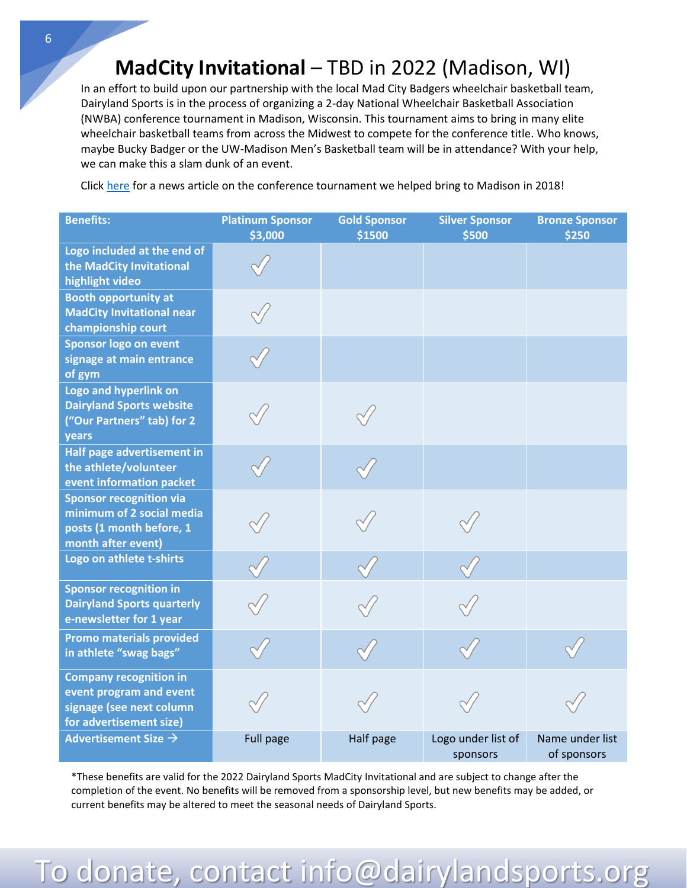# **MadCity Invitational** – TBD in 2022 (Madison, WI)

In an effort to build upon our partnership with the local Mad City Badgers wheelchair basketball team, Dairyland Sports is in the process of organizing a 2-day National Wheelchair Basketball Association (NWBA) conference tournament in Madison, Wisconsin. This tournament aims to bring in many elite wheelchair basketball teams from across the Midwest to compete for the conference title. Who knows, maybe Bucky Badger or the UW-Madison Men's Basketball team will be in attendance? With your help, we can make this a slam dunk of an event.

Click here for a news article on the conference tournament we helped bring to Madison in 2018!

| Benefits: | Platinum Sponsor $3,000 | Gold Sponsor $1500 | Silver Sponsor $500 | Bronze Sponsor $250 |
|---|---|---|---|---|
| Logo included at the end of the MadCity Invitational highlight video | ✓ | | | |
| Booth opportunity at MadCity Invitational near championship court | ✓ | | | |
| Sponsor logo on event signage at main entrance of gym | ✓ | | | |
| Logo and hyperlink on Dairyland Sports website ("Our Partners" tab) for 2 years | ✓ | ✓ | | |
| Half page advertisement in the athlete/volunteer event information packet | ✓ | ✓ | | |
| Sponsor recognition via minimum of 2 social media posts (1 month before, 1 month after event) | ✓ | ✓ | ✓ | |
| Logo on athlete t-shirts | ✓ | ✓ | ✓ | |
| Sponsor recognition in Dairyland Sports quarterly e-newsletter for 1 year | ✓ | ✓ | ✓ | |
| Promo materials provided in athlete "swag bags" | ✓ | ✓ | ✓ | ✓ |
| Company recognition in event program and event signage (see next column for advertisement size) | ✓ | ✓ | ✓ | ✓ |
| Advertisement Size → | Full page | Half page | Logo under list of sponsors | Name under list of sponsors |

*These benefits are valid for the 2022 Dairyland Sports MadCity Invitational and are subject to change after the completion of the event. No benefits will be removed from a sponsorship level, but new benefits may be added, or current benefits may be altered to meet the seasonal needs of Dairyland Sports.

To donate, contact info@dairylandsports.org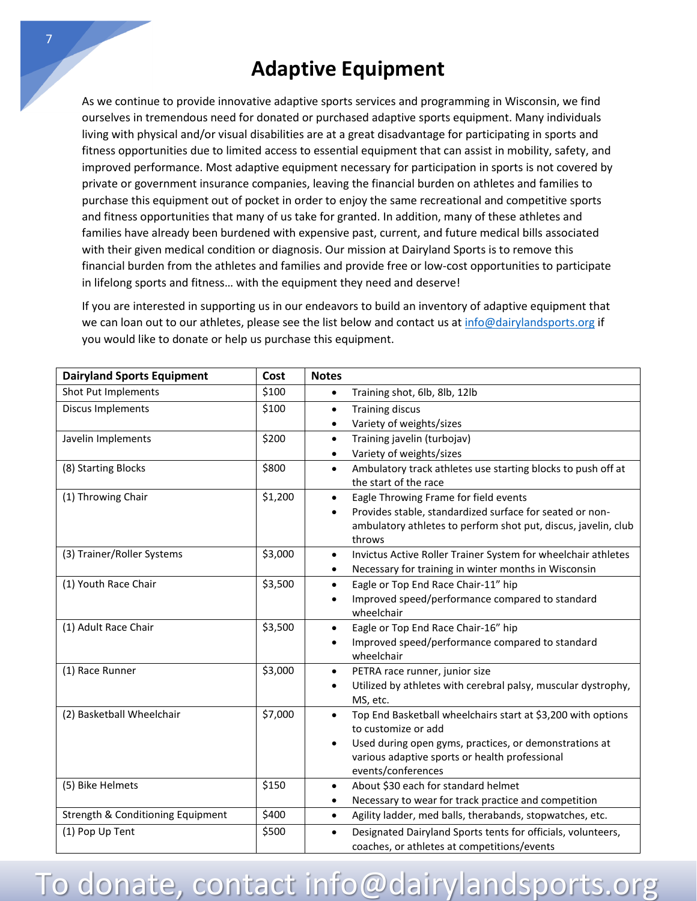# Adaptive Equipment

As we continue to provide innovative adaptive sports services and programming in Wisconsin, we find ourselves in tremendous need for donated or purchased adaptive sports equipment. Many individuals living with physical and/or visual disabilities are at a great disadvantage for participating in sports and fitness opportunities due to limited access to essential equipment that can assist in mobility, safety, and improved performance. Most adaptive equipment necessary for participation in sports is not covered by private or government insurance companies, leaving the financial burden on athletes and families to purchase this equipment out of pocket in order to enjoy the same recreational and competitive sports and fitness opportunities that many of us take for granted. In addition, many of these athletes and families have already been burdened with expensive past, current, and future medical bills associated with their given medical condition or diagnosis. Our mission at Dairyland Sports is to remove this financial burden from the athletes and families and provide free or low-cost opportunities to participate in lifelong sports and fitness… with the equipment they need and deserve!

If you are interested in supporting us in our endeavors to build an inventory of adaptive equipment that we can loan out to our athletes, please see the list below and contact us at info@dairylandsports.org if you would like to donate or help us purchase this equipment.

| Dairyland Sports Equipment | Cost | Notes |
|---|---|---|
| Shot Put Implements | $100 | • Training shot, 6lb, 8lb, 12lb |
| Discus Implements | $100 | • Training discus<br>• Variety of weights/sizes |
| Javelin Implements | $200 | • Training javelin (turbojav)<br>• Variety of weights/sizes |
| (8) Starting Blocks | $800 | • Ambulatory track athletes use starting blocks to push off at the start of the race |
| (1) Throwing Chair | $1,200 | • Eagle Throwing Frame for field events<br>• Provides stable, standardized surface for seated or non-ambulatory athletes to perform shot put, discus, javelin, club throws |
| (3) Trainer/Roller Systems | $3,000 | • Invictus Active Roller Trainer System for wheelchair athletes<br>• Necessary for training in winter months in Wisconsin |
| (1) Youth Race Chair | $3,500 | • Eagle or Top End Race Chair-11" hip<br>• Improved speed/performance compared to standard wheelchair |
| (1) Adult Race Chair | $3,500 | • Eagle or Top End Race Chair-16" hip<br>• Improved speed/performance compared to standard wheelchair |
| (1) Race Runner | $3,000 | • PETRA race runner, junior size<br>• Utilized by athletes with cerebral palsy, muscular dystrophy, MS, etc. |
| (2) Basketball Wheelchair | $7,000 | • Top End Basketball wheelchairs start at $3,200 with options to customize or add<br>• Used during open gyms, practices, or demonstrations at various adaptive sports or health professional events/conferences |
| (5) Bike Helmets | $150 | • About $30 each for standard helmet<br>• Necessary to wear for track practice and competition |
| Strength & Conditioning Equipment | $400 | • Agility ladder, med balls, therabands, stopwatches, etc. |
| (1) Pop Up Tent | $500 | • Designated Dairyland Sports tents for officials, volunteers, coaches, or athletes at competitions/events |

To donate, contact info@dairylandsports.org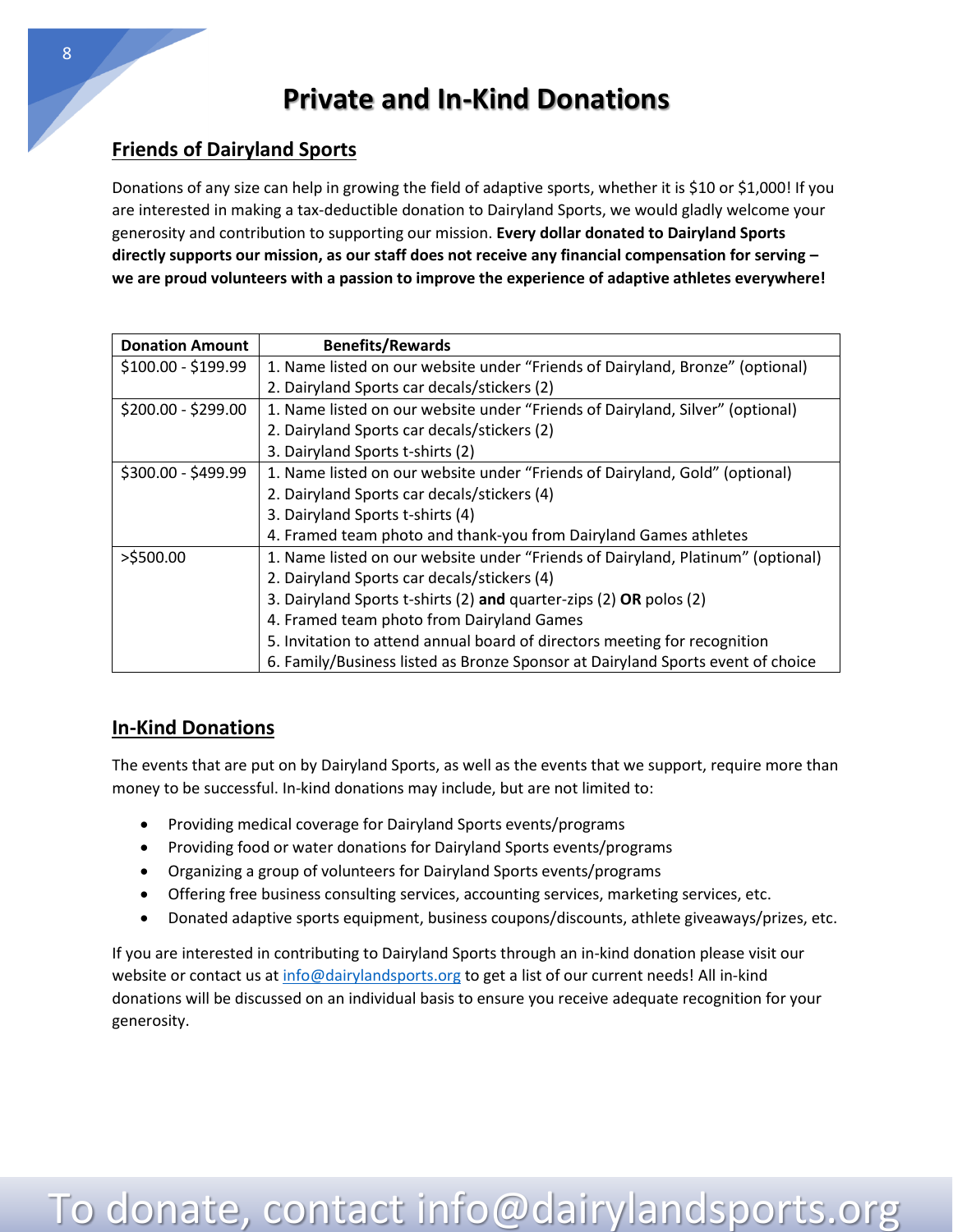# Private and In-Kind Donations

## Friends of Dairyland Sports

Donations of any size can help in growing the field of adaptive sports, whether it is $10 or $1,000! If you are interested in making a tax-deductible donation to Dairyland Sports, we would gladly welcome your generosity and contribution to supporting our mission. **Every dollar donated to Dairyland Sports directly supports our mission, as our staff does not receive any financial compensation for serving – we are proud volunteers with a passion to improve the experience of adaptive athletes everywhere!**

| Donation Amount | Benefits/Rewards |
|---|---|
| $100.00 - $199.99 | 1. Name listed on our website under "Friends of Dairyland, Bronze" (optional)<br>2. Dairyland Sports car decals/stickers (2) |
| $200.00 - $299.00 | 1. Name listed on our website under "Friends of Dairyland, Silver" (optional)<br>2. Dairyland Sports car decals/stickers (2)<br>3. Dairyland Sports t-shirts (2) |
| $300.00 - $499.99 | 1. Name listed on our website under "Friends of Dairyland, Gold" (optional)<br>2. Dairyland Sports car decals/stickers (4)<br>3. Dairyland Sports t-shirts (4)<br>4. Framed team photo and thank-you from Dairyland Games athletes |
| >$500.00 | 1. Name listed on our website under "Friends of Dairyland, Platinum" (optional)<br>2. Dairyland Sports car decals/stickers (4)<br>3. Dairyland Sports t-shirts (2) **and** quarter-zips (2) **OR** polos (2)<br>4. Framed team photo from Dairyland Games<br>5. Invitation to attend annual board of directors meeting for recognition<br>6. Family/Business listed as Bronze Sponsor at Dairyland Sports event of choice |

## In-Kind Donations

The events that are put on by Dairyland Sports, as well as the events that we support, require more than money to be successful. In-kind donations may include, but are not limited to:

- Providing medical coverage for Dairyland Sports events/programs
- Providing food or water donations for Dairyland Sports events/programs
- Organizing a group of volunteers for Dairyland Sports events/programs
- Offering free business consulting services, accounting services, marketing services, etc.
- Donated adaptive sports equipment, business coupons/discounts, athlete giveaways/prizes, etc.

If you are interested in contributing to Dairyland Sports through an in-kind donation please visit our website or contact us at info@dairylandsports.org to get a list of our current needs! All in-kind donations will be discussed on an individual basis to ensure you receive adequate recognition for your generosity.

To donate, contact info@dairylandsports.org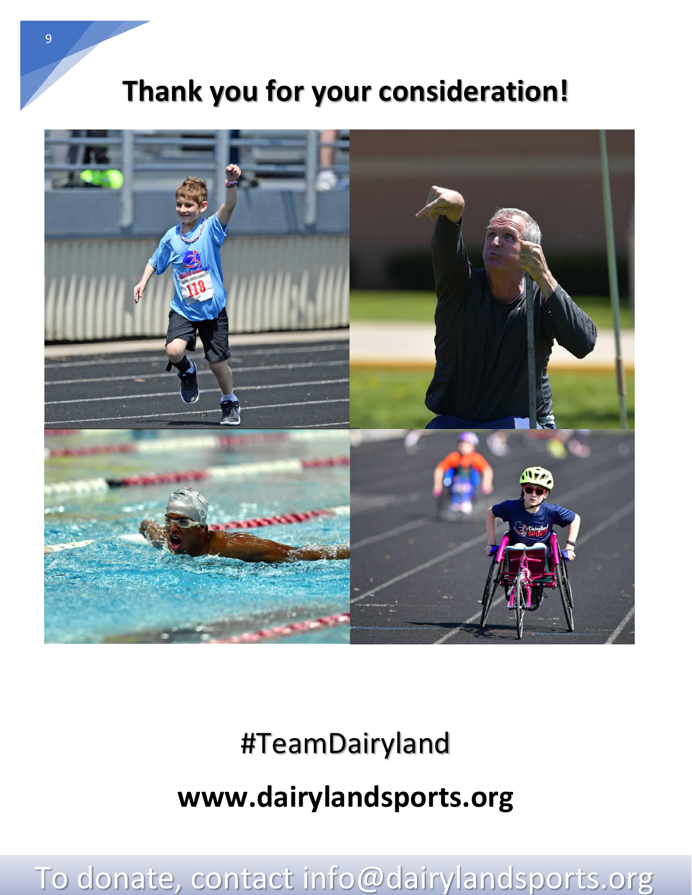# Thank you for your consideration!

#TeamDairyland

**www.dairylandsports.org**

To donate, contact info@dairylandsports.org